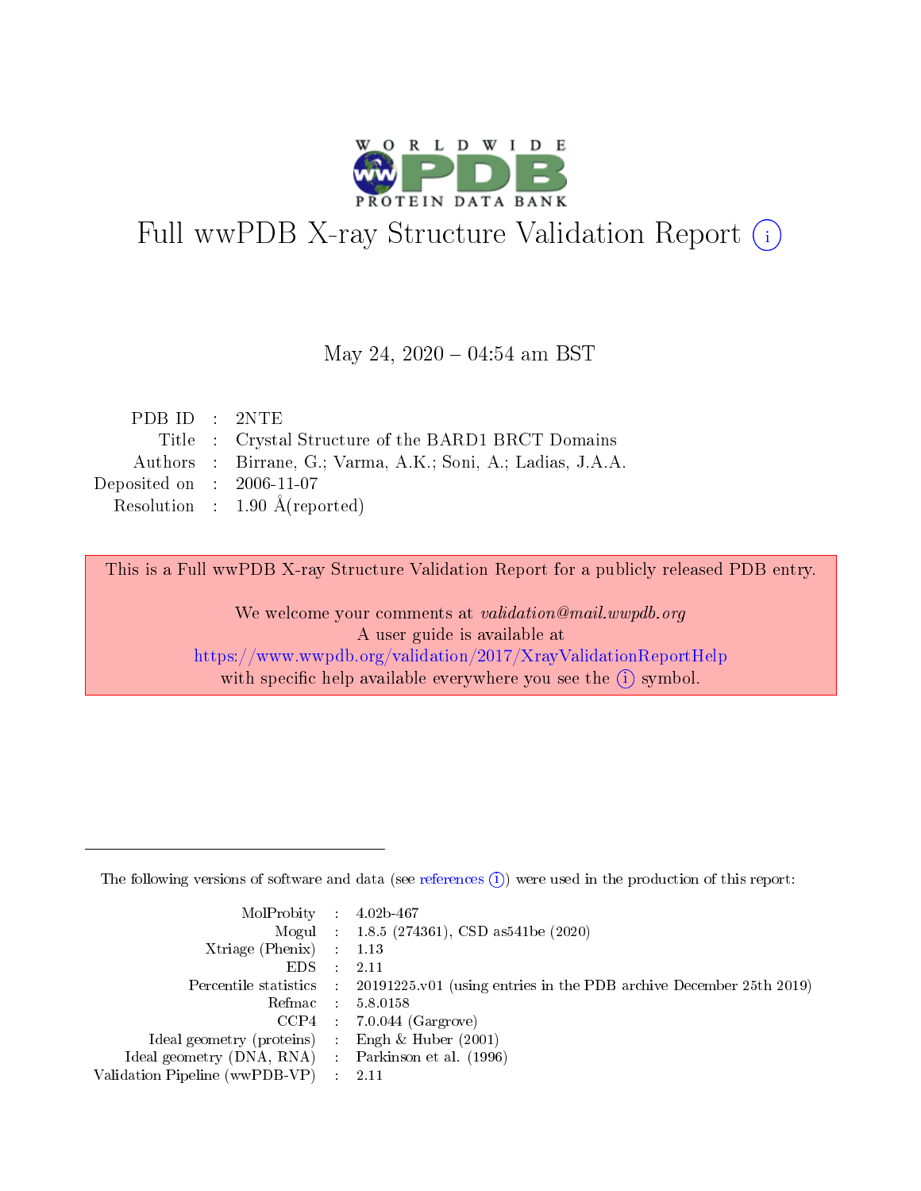# Full wwPDB X-ray Structure Validation Report (i)

May 24, 2020 – 04:54 am BST

| | | |
|---|---|---|
| PDB ID | : | 2NTE |
| Title | : | Crystal Structure of the BARD1 BRCT Domains |
| Authors | : | Birrane, G.; Varma, A.K.; Soni, A.; Ladias, J.A.A. |
| Deposited on | : | 2006-11-07 |
| Resolution | : | 1.90 Å(reported) |

This is a Full wwPDB X-ray Structure Validation Report for a publicly released PDB entry.

We welcome your comments at *validation@mail.wwpdb.org*
A user guide is available at
https://www.wwpdb.org/validation/2017/XrayValidationReportHelp
with specific help available everywhere you see the (i) symbol.

---

The following versions of software and data (see references (i)) were used in the production of this report:

| | | |
|---|---|---|
| MolProbity | : | 4.02b-467 |
| Mogul | : | 1.8.5 (274361), CSD as541be (2020) |
| Xtriage (Phenix) | : | 1.13 |
| EDS | : | 2.11 |
| Percentile statistics | : | 20191225.v01 (using entries in the PDB archive December 25th 2019) |
| Refmac | : | 5.8.0158 |
| CCP4 | : | 7.0.044 (Gargrove) |
| Ideal geometry (proteins) | : | Engh & Huber (2001) |
| Ideal geometry (DNA, RNA) | : | Parkinson et al. (1996) |
| Validation Pipeline (wwPDB-VP) | : | 2.11 |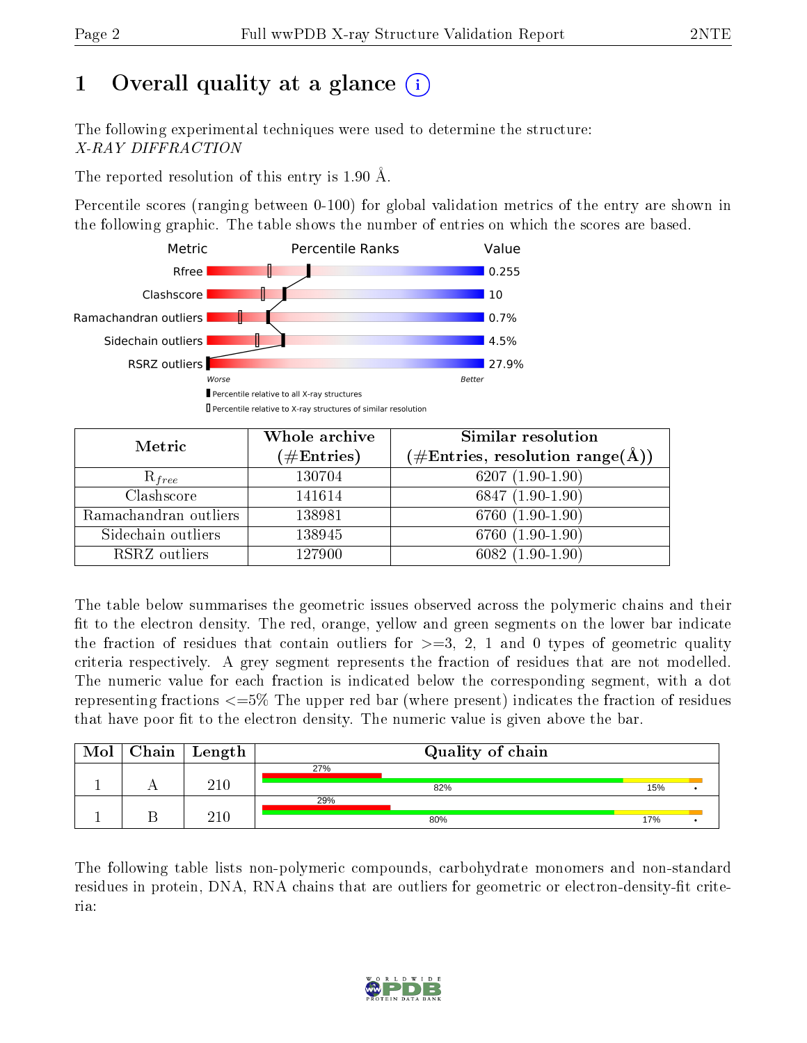# 1 Overall quality at a glance

The following experimental techniques were used to determine the structure:
*X-RAY DIFFRACTION*

The reported resolution of this entry is 1.90 Å.

Percentile scores (ranging between 0-100) for global validation metrics of the entry are shown in the following graphic. The table shows the number of entries on which the scores are based.

| Metric | Value |
|---|---|
| Rfree | 0.255 |
| Clashscore | 10 |
| Ramachandran outliers | 0.7% |
| Sidechain outliers | 4.5% |
| RSRZ outliers | 27.9% |

Worse — Better

■ Percentile relative to all X-ray structures
□ Percentile relative to X-ray structures of similar resolution

| Metric | Whole archive (#Entries) | Similar resolution (#Entries, resolution range(Å)) |
|---|---|---|
| $R_{free}$ | 130704 | 6207 (1.90-1.90) |
| Clashscore | 141614 | 6847 (1.90-1.90) |
| Ramachandran outliers | 138981 | 6760 (1.90-1.90) |
| Sidechain outliers | 138945 | 6760 (1.90-1.90) |
| RSRZ outliers | 127900 | 6082 (1.90-1.90) |

The table below summarises the geometric issues observed across the polymeric chains and their fit to the electron density. The red, orange, yellow and green segments on the lower bar indicate the fraction of residues that contain outliers for >=3, 2, 1 and 0 types of geometric quality criteria respectively. A grey segment represents the fraction of residues that are not modelled. The numeric value for each fraction is indicated below the corresponding segment, with a dot representing fractions <=5% The upper red bar (where present) indicates the fraction of residues that have poor fit to the electron density. The numeric value is given above the bar.

| Mol | Chain | Length | Quality of chain |
|---|---|---|---|
| 1 | A | 210 | 27% (poor fit); 82%, 15%, • |
| 1 | B | 210 | 29% (poor fit); 80%, 17%, • |

The following table lists non-polymeric compounds, carbohydrate monomers and non-standard residues in protein, DNA, RNA chains that are outliers for geometric or electron-density-fit criteria: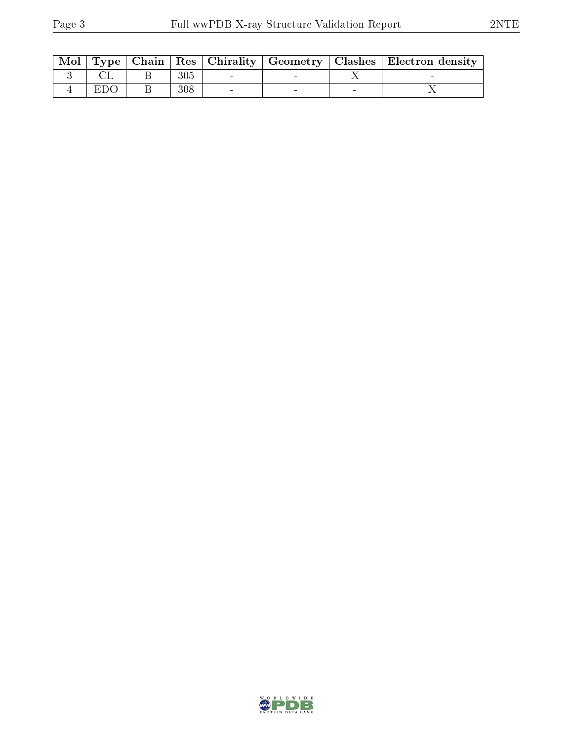| Mol | Type | Chain | Res | Chirality | Geometry | Clashes | Electron density |
|---|---|---|---|---|---|---|---|
| 3 | CL | B | 305 | - | - | X | - |
| 4 | EDO | B | 308 | - | - | - | X |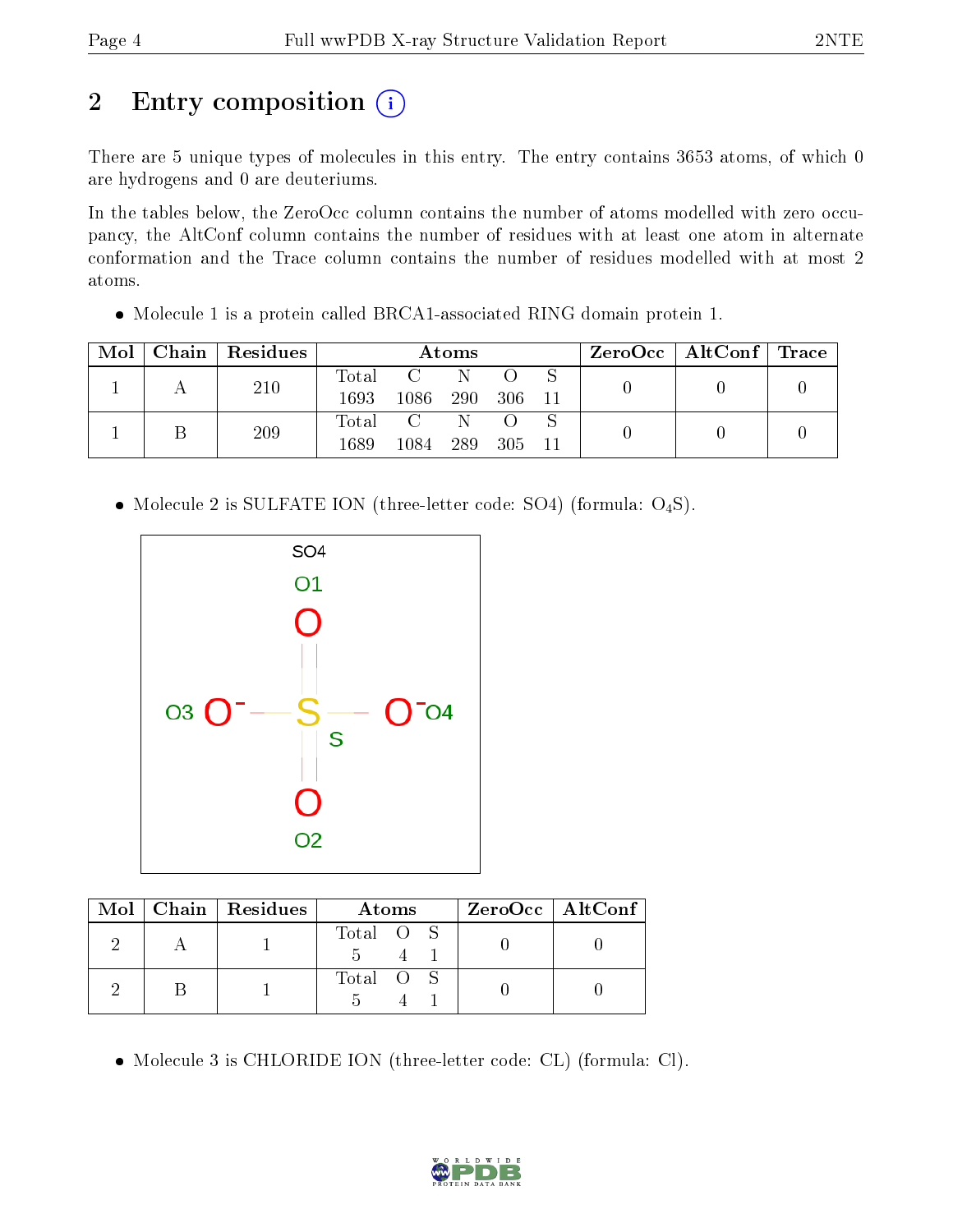# 2 Entry composition

There are 5 unique types of molecules in this entry. The entry contains 3653 atoms, of which 0 are hydrogens and 0 are deuteriums.

In the tables below, the ZeroOcc column contains the number of atoms modelled with zero occupancy, the AltConf column contains the number of residues with at least one atom in alternate conformation and the Trace column contains the number of residues modelled with at most 2 atoms.

- Molecule 1 is a protein called BRCA1-associated RING domain protein 1.

| Mol | Chain | Residues | Atoms | | | | | ZeroOcc | AltConf | Trace |
|---|---|---|---|---|---|---|---|---|---|---|
| 1 | A | 210 | Total 1693 | C 1086 | N 290 | O 306 | S 11 | 0 | 0 | 0 |
| 1 | B | 209 | Total 1689 | C 1084 | N 289 | O 305 | S 11 | 0 | 0 | 0 |

- Molecule 2 is SULFATE ION (three-letter code: SO4) (formula: $O_4S$).

| Mol | Chain | Residues | Atoms | | | ZeroOcc | AltConf |
|---|---|---|---|---|---|---|---|
| 2 | A | 1 | Total 5 | O 4 | S 1 | 0 | 0 |
| 2 | B | 1 | Total 5 | O 4 | S 1 | 0 | 0 |

- Molecule 3 is CHLORIDE ION (three-letter code: CL) (formula: Cl).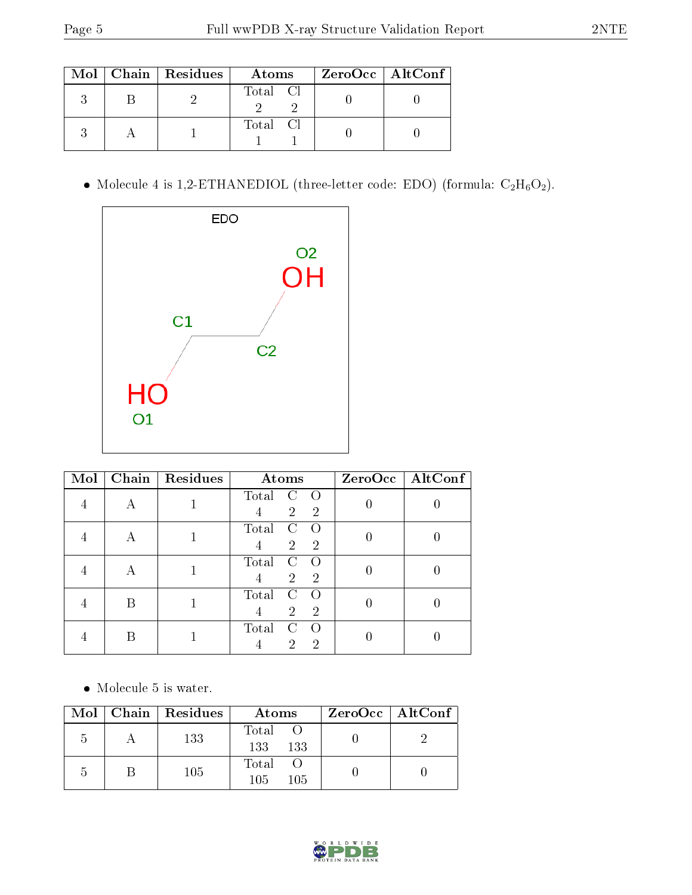| Mol | Chain | Residues | Atoms | | ZeroOcc | AltConf |
|---|---|---|---|---|---|---|
| 3 | B | 2 | Total 2 | Cl 2 | 0 | 0 |
| 3 | A | 1 | Total 1 | Cl 1 | 0 | 0 |

- Molecule 4 is 1,2-ETHANEDIOL (three-letter code: EDO) (formula: $C_2H_6O_2$).

| Mol | Chain | Residues | Atoms | | | ZeroOcc | AltConf |
|---|---|---|---|---|---|---|---|
| 4 | A | 1 | Total 4 | C 2 | O 2 | 0 | 0 |
| 4 | A | 1 | Total 4 | C 2 | O 2 | 0 | 0 |
| 4 | A | 1 | Total 4 | C 2 | O 2 | 0 | 0 |
| 4 | B | 1 | Total 4 | C 2 | O 2 | 0 | 0 |
| 4 | B | 1 | Total 4 | C 2 | O 2 | 0 | 0 |

- Molecule 5 is water.

| Mol | Chain | Residues | Atoms | | ZeroOcc | AltConf |
|---|---|---|---|---|---|---|
| 5 | A | 133 | Total 133 | O 133 | 0 | 2 |
| 5 | B | 105 | Total 105 | O 105 | 0 | 0 |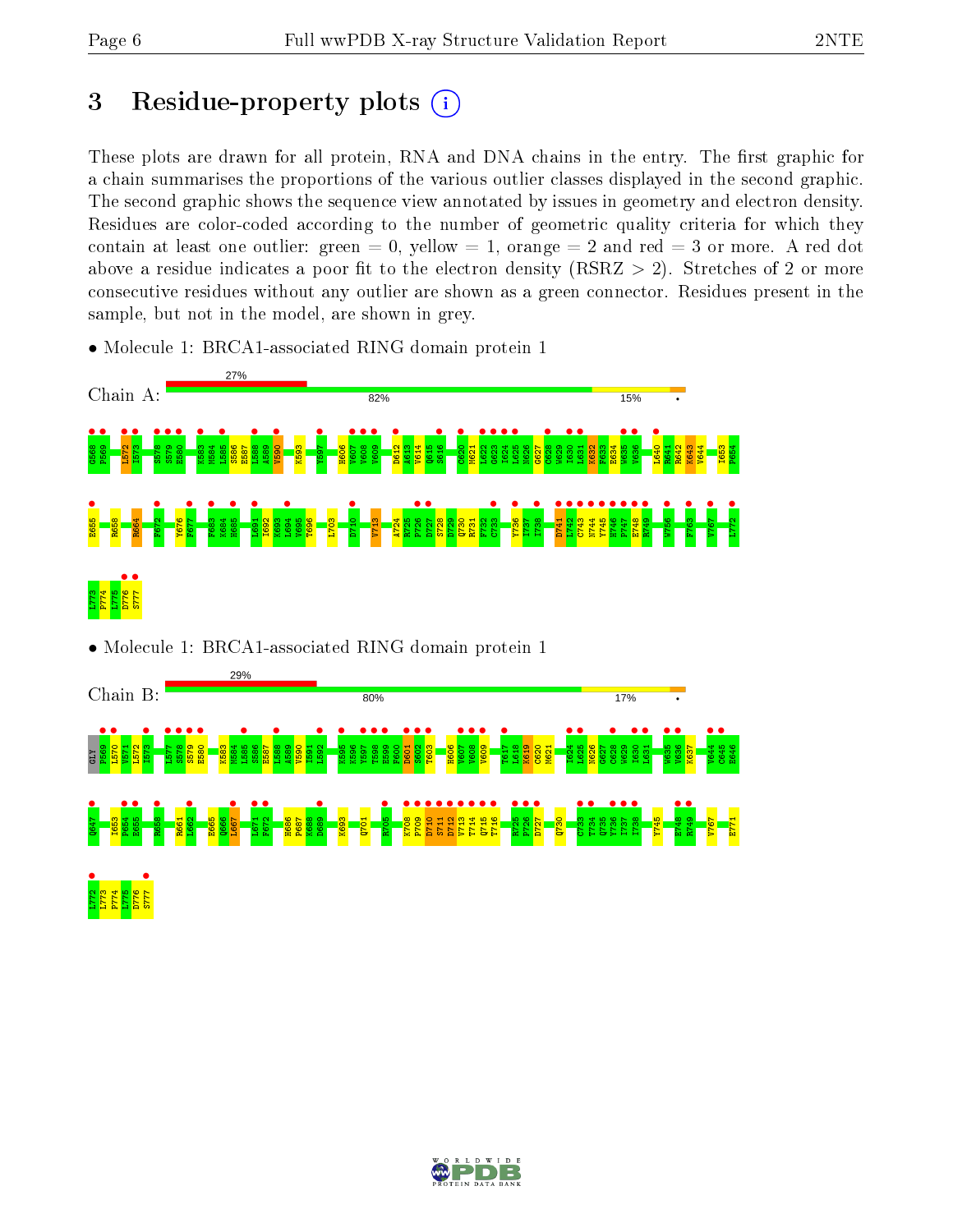# 3 Residue-property plots

These plots are drawn for all protein, RNA and DNA chains in the entry. The first graphic for a chain summarises the proportions of the various outlier classes displayed in the second graphic. The second graphic shows the sequence view annotated by issues in geometry and electron density. Residues are color-coded according to the number of geometric quality criteria for which they contain at least one outlier: green = 0, yellow = 1, orange = 2 and red = 3 or more. A red dot above a residue indicates a poor fit to the electron density (RSRZ > 2). Stretches of 2 or more consecutive residues without any outlier are shown as a green connector. Residues present in the sample, but not in the model, are shown in grey.

- Molecule 1: BRCA1-associated RING domain protein 1

Chain A: 27% | 82% | 15% | •

G568 P569 L572 I573 S578 S579 E580 K583 M584 L585 S586 E587 L588 A589 V590 K593 Y597 H606 V607 V608 V609 D612 A613 V614 Q615 S616 C620 M621 L622 G623 I624 L625 N626 G627 C628 W629 I630 L631 K632 F633 E634 W635 V636 L640 N641 R642 K643 V644 I653 P654 E655 R658 R664 F672 Y676 F677 K683 K684 H685 L691 I692 K693 L694 V695 T696 L703 D710 V713 A724 R725 F726 D727 S728 D729 Q730 R731 F732 C733 Y736 T737 I738 D741 L742 C743 N744 Y745 H746 F747 E748 R749 W756 F763 V767 L772 L773 P774 L775 D776 S777

- Molecule 1: BRCA1-associated RING domain protein 1

Chain B: 29% | 80% | 17% | •

GLY P569 L570 W571 L572 I573 L577 S578 S579 E580 K583 M584 L585 S586 E587 L588 A589 V590 I591 L592 K595 K596 Y597 T598 E599 F600 D601 S602 T603 H606 V607 V608 V609 T617 L618 K619 C620 M621 I624 L625 N626 G627 C628 W629 I630 L631 W635 V636 K637 V644 C645 E646 Q647 I653 P654 E655 R658 R661 L662 E665 Q666 L667 L671 F672 H686 P687 K688 D689 K693 Q701 R705 K708 P709 D710 S711 D712 V713 T714 Q715 T716 R725 F726 D727 Q730 C733 T734 Q735 Y736 T737 I738 Y745 E748 R749 V767 E771 L772 L773 P774 L775 D776 S777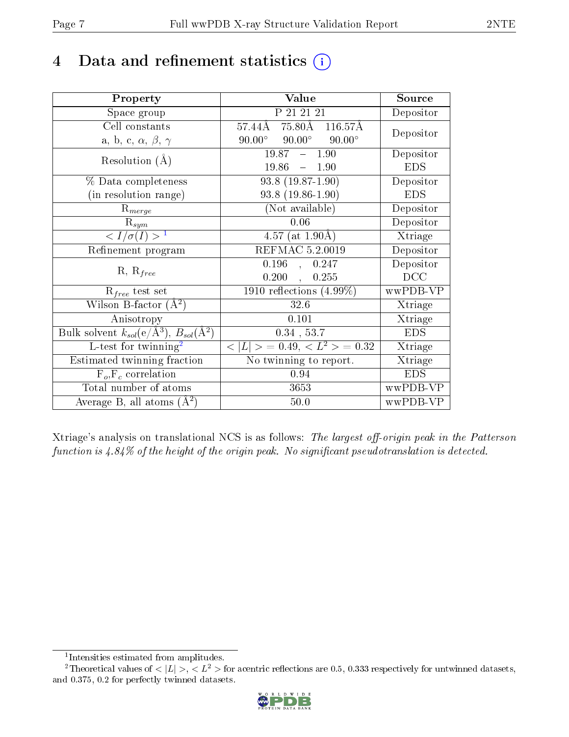# 4 Data and refinement statistics (i)

| Property | Value | Source |
|---|---|---|
| Space group | P 21 21 21 | Depositor |
| Cell constants<br>a, b, c, $\alpha$, $\beta$, $\gamma$ | 57.44Å 75.80Å 116.57Å<br>90.00° 90.00° 90.00° | Depositor |
| Resolution (Å) | 19.87 – 1.90<br>19.86 – 1.90 | Depositor<br>EDS |
| % Data completeness<br>(in resolution range) | 93.8 (19.87-1.90)<br>93.8 (19.86-1.90) | Depositor<br>EDS |
| $R_{merge}$ | (Not available) | Depositor |
| $R_{sym}$ | 0.06 | Depositor |
| $< I/\sigma(I) >$ [1] | 4.57 (at 1.90Å) | Xtriage |
| Refinement program | REFMAC 5.2.0019 | Depositor |
| R, $R_{free}$ | 0.196 , 0.247<br>0.200 , 0.255 | Depositor<br>DCC |
| $R_{free}$ test set | 1910 reflections (4.99%) | wwPDB-VP |
| Wilson B-factor (Å$^2$) | 32.6 | Xtriage |
| Anisotropy | 0.101 | Xtriage |
| Bulk solvent $k_{sol}$(e/Å$^3$), $B_{sol}$(Å$^2$) | 0.34 , 53.7 | EDS |
| L-test for twinning[2] | $< \lvert L \rvert > = 0.49$, $< L^2 > = 0.32$ | Xtriage |
| Estimated twinning fraction | No twinning to report. | Xtriage |
| $F_o$,$F_c$ correlation | 0.94 | EDS |
| Total number of atoms | 3653 | wwPDB-VP |
| Average B, all atoms (Å$^2$) | 50.0 | wwPDB-VP |

Xtriage's analysis on translational NCS is as follows: *The largest off-origin peak in the Patterson function is 4.84% of the height of the origin peak. No significant pseudotranslation is detected.*

[1] Intensities estimated from amplitudes.

[2] Theoretical values of $< \lvert L \rvert >$, $< L^2 >$ for acentric reflections are 0.5, 0.333 respectively for untwinned datasets, and 0.375, 0.2 for perfectly twinned datasets.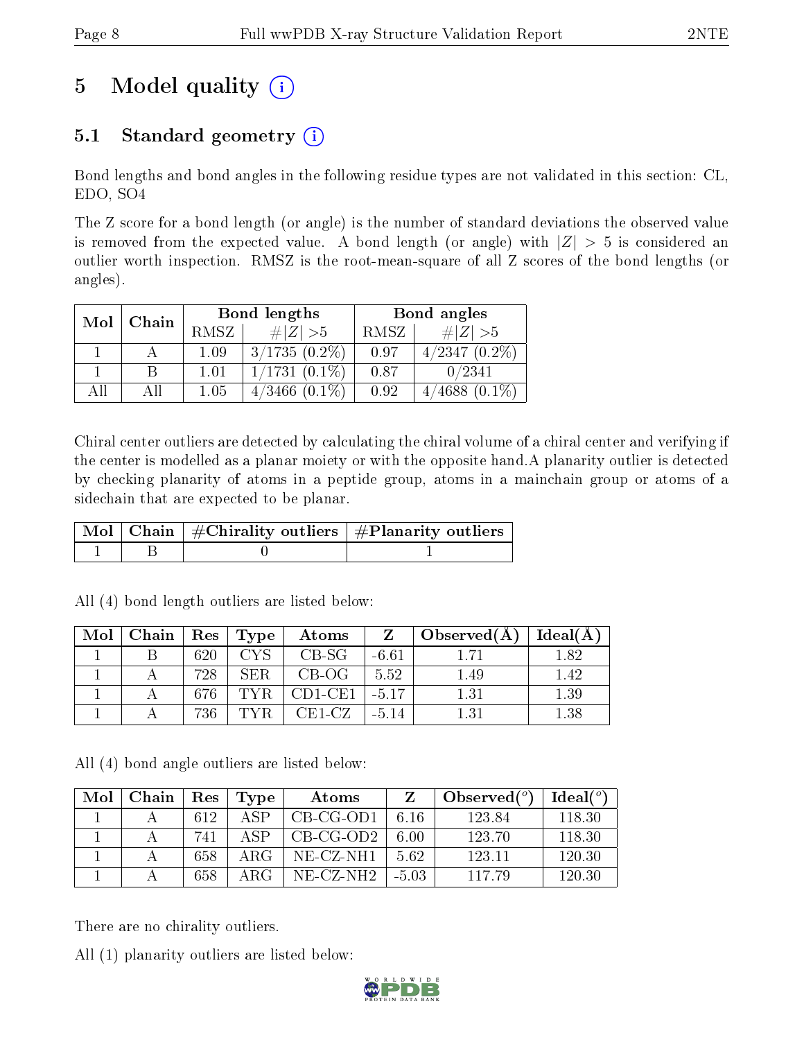# 5 Model quality (i)

## 5.1 Standard geometry (i)

Bond lengths and bond angles in the following residue types are not validated in this section: CL, EDO, SO4

The Z score for a bond length (or angle) is the number of standard deviations the observed value is removed from the expected value. A bond length (or angle) with $|Z| > 5$ is considered an outlier worth inspection. RMSZ is the root-mean-square of all Z scores of the bond lengths (or angles).

| Mol | Chain | Bond lengths | | Bond angles | |
|---|---|---|---|---|---|
| | | RMSZ | $\#\|Z\| > 5$ | RMSZ | $\#\|Z\| > 5$ |
| 1 | A | 1.09 | 3/1735 (0.2%) | 0.97 | 4/2347 (0.2%) |
| 1 | B | 1.01 | 1/1731 (0.1%) | 0.87 | 0/2341 |
| All | All | 1.05 | 4/3466 (0.1%) | 0.92 | 4/4688 (0.1%) |

Chiral center outliers are detected by calculating the chiral volume of a chiral center and verifying if the center is modelled as a planar moiety or with the opposite hand.A planarity outlier is detected by checking planarity of atoms in a peptide group, atoms in a mainchain group or atoms of a sidechain that are expected to be planar.

| Mol | Chain | #Chirality outliers | #Planarity outliers |
|---|---|---|---|
| 1 | B | 0 | 1 |

All (4) bond length outliers are listed below:

| Mol | Chain | Res | Type | Atoms | Z | Observed(Å) | Ideal(Å) |
|---|---|---|---|---|---|---|---|
| 1 | B | 620 | CYS | CB-SG | -6.61 | 1.71 | 1.82 |
| 1 | A | 728 | SER | CB-OG | 5.52 | 1.49 | 1.42 |
| 1 | A | 676 | TYR | CD1-CE1 | -5.17 | 1.31 | 1.39 |
| 1 | A | 736 | TYR | CE1-CZ | -5.14 | 1.31 | 1.38 |

All (4) bond angle outliers are listed below:

| Mol | Chain | Res | Type | Atoms | Z | Observed($^o$) | Ideal($^o$) |
|---|---|---|---|---|---|---|---|
| 1 | A | 612 | ASP | CB-CG-OD1 | 6.16 | 123.84 | 118.30 |
| 1 | A | 741 | ASP | CB-CG-OD2 | 6.00 | 123.70 | 118.30 |
| 1 | A | 658 | ARG | NE-CZ-NH1 | 5.62 | 123.11 | 120.30 |
| 1 | A | 658 | ARG | NE-CZ-NH2 | -5.03 | 117.79 | 120.30 |

There are no chirality outliers.

All (1) planarity outliers are listed below: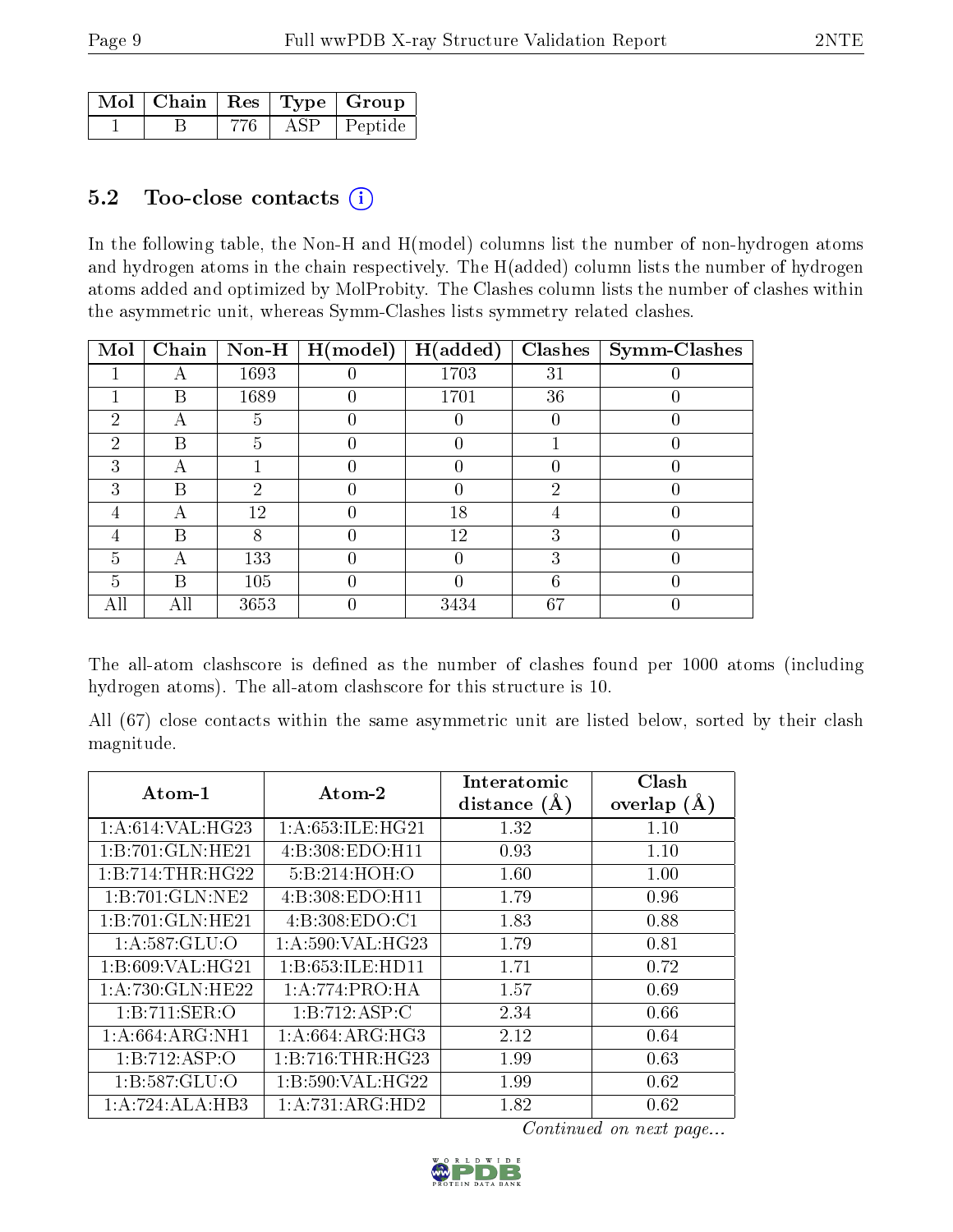| Mol | Chain | Res | Type | Group |
| --- | --- | --- | --- | --- |
| 1 | B | 776 | ASP | Peptide |

## 5.2 Too-close contacts (i)

In the following table, the Non-H and H(model) columns list the number of non-hydrogen atoms and hydrogen atoms in the chain respectively. The H(added) column lists the number of hydrogen atoms added and optimized by MolProbity. The Clashes column lists the number of clashes within the asymmetric unit, whereas Symm-Clashes lists symmetry related clashes.

| Mol | Chain | Non-H | H(model) | H(added) | Clashes | Symm-Clashes |
| --- | --- | --- | --- | --- | --- | --- |
| 1 | A | 1693 | 0 | 1703 | 31 | 0 |
| 1 | B | 1689 | 0 | 1701 | 36 | 0 |
| 2 | A | 5 | 0 | 0 | 0 | 0 |
| 2 | B | 5 | 0 | 0 | 1 | 0 |
| 3 | A | 1 | 0 | 0 | 0 | 0 |
| 3 | B | 2 | 0 | 0 | 2 | 0 |
| 4 | A | 12 | 0 | 18 | 4 | 0 |
| 4 | B | 8 | 0 | 12 | 3 | 0 |
| 5 | A | 133 | 0 | 0 | 3 | 0 |
| 5 | B | 105 | 0 | 0 | 6 | 0 |
| All | All | 3653 | 0 | 3434 | 67 | 0 |

The all-atom clashscore is defined as the number of clashes found per 1000 atoms (including hydrogen atoms). The all-atom clashscore for this structure is 10.

All (67) close contacts within the same asymmetric unit are listed below, sorted by their clash magnitude.

| Atom-1 | Atom-2 | Interatomic distance (Å) | Clash overlap (Å) |
| --- | --- | --- | --- |
| 1:A:614:VAL:HG23 | 1:A:653:ILE:HG21 | 1.32 | 1.10 |
| 1:B:701:GLN:HE21 | 4:B:308:EDO:H11 | 0.93 | 1.10 |
| 1:B:714:THR:HG22 | 5:B:214:HOH:O | 1.60 | 1.00 |
| 1:B:701:GLN:NE2 | 4:B:308:EDO:H11 | 1.79 | 0.96 |
| 1:B:701:GLN:HE21 | 4:B:308:EDO:C1 | 1.83 | 0.88 |
| 1:A:587:GLU:O | 1:A:590:VAL:HG23 | 1.79 | 0.81 |
| 1:B:609:VAL:HG21 | 1:B:653:ILE:HD11 | 1.71 | 0.72 |
| 1:A:730:GLN:HE22 | 1:A:774:PRO:HA | 1.57 | 0.69 |
| 1:B:711:SER:O | 1:B:712:ASP:C | 2.34 | 0.66 |
| 1:A:664:ARG:NH1 | 1:A:664:ARG:HG3 | 2.12 | 0.64 |
| 1:B:712:ASP:O | 1:B:716:THR:HG23 | 1.99 | 0.63 |
| 1:B:587:GLU:O | 1:B:590:VAL:HG22 | 1.99 | 0.62 |
| 1:A:724:ALA:HB3 | 1:A:731:ARG:HD2 | 1.82 | 0.62 |

*Continued on next page...*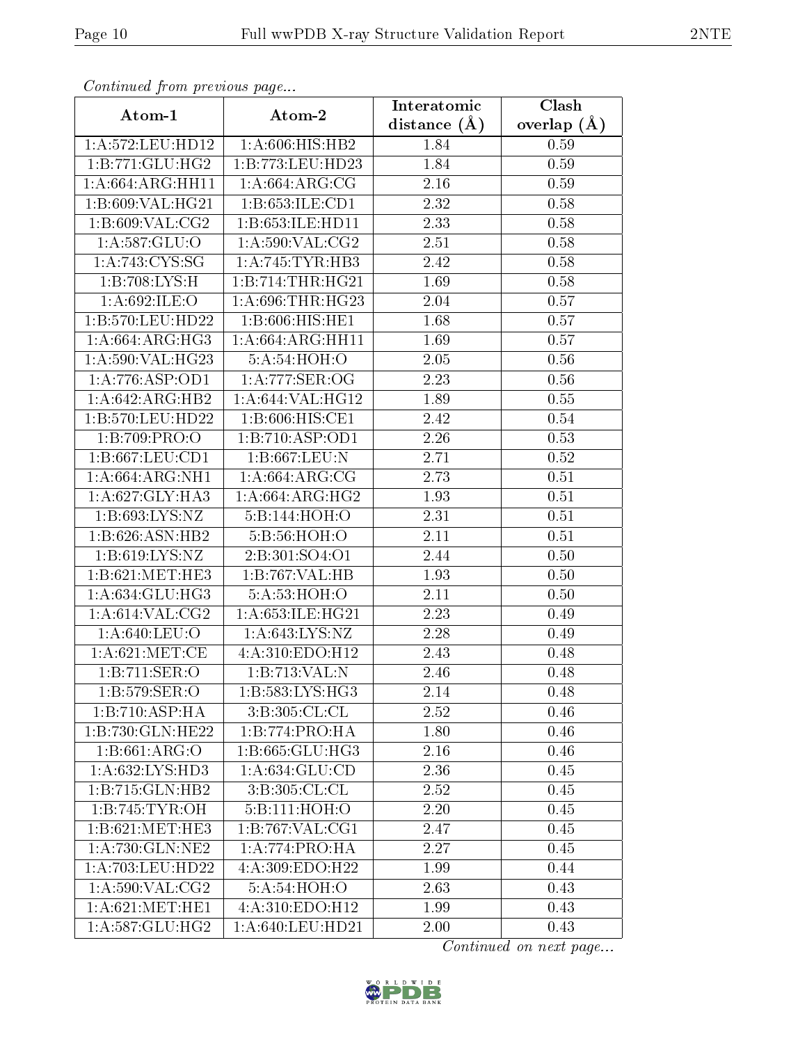*Continued from previous page...*

| Atom-1 | Atom-2 | Interatomic distance (Å) | Clash overlap (Å) |
|---|---|---|---|
| 1:A:572:LEU:HD12 | 1:A:606:HIS:HB2 | 1.84 | 0.59 |
| 1:B:771:GLU:HG2 | 1:B:773:LEU:HD23 | 1.84 | 0.59 |
| 1:A:664:ARG:HH11 | 1:A:664:ARG:CG | 2.16 | 0.59 |
| 1:B:609:VAL:HG21 | 1:B:653:ILE:CD1 | 2.32 | 0.58 |
| 1:B:609:VAL:CG2 | 1:B:653:ILE:HD11 | 2.33 | 0.58 |
| 1:A:587:GLU:O | 1:A:590:VAL:CG2 | 2.51 | 0.58 |
| 1:A:743:CYS:SG | 1:A:745:TYR:HB3 | 2.42 | 0.58 |
| 1:B:708:LYS:H | 1:B:714:THR:HG21 | 1.69 | 0.58 |
| 1:A:692:ILE:O | 1:A:696:THR:HG23 | 2.04 | 0.57 |
| 1:B:570:LEU:HD22 | 1:B:606:HIS:HE1 | 1.68 | 0.57 |
| 1:A:664:ARG:HG3 | 1:A:664:ARG:HH11 | 1.69 | 0.57 |
| 1:A:590:VAL:HG23 | 5:A:54:HOH:O | 2.05 | 0.56 |
| 1:A:776:ASP:OD1 | 1:A:777:SER:OG | 2.23 | 0.56 |
| 1:A:642:ARG:HB2 | 1:A:644:VAL:HG12 | 1.89 | 0.55 |
| 1:B:570:LEU:HD22 | 1:B:606:HIS:CE1 | 2.42 | 0.54 |
| 1:B:709:PRO:O | 1:B:710:ASP:OD1 | 2.26 | 0.53 |
| 1:B:667:LEU:CD1 | 1:B:667:LEU:N | 2.71 | 0.52 |
| 1:A:664:ARG:NH1 | 1:A:664:ARG:CG | 2.73 | 0.51 |
| 1:A:627:GLY:HA3 | 1:A:664:ARG:HG2 | 1.93 | 0.51 |
| 1:B:693:LYS:NZ | 5:B:144:HOH:O | 2.31 | 0.51 |
| 1:B:626:ASN:HB2 | 5:B:56:HOH:O | 2.11 | 0.51 |
| 1:B:619:LYS:NZ | 2:B:301:SO4:O1 | 2.44 | 0.50 |
| 1:B:621:MET:HE3 | 1:B:767:VAL:HB | 1.93 | 0.50 |
| 1:A:634:GLU:HG3 | 5:A:53:HOH:O | 2.11 | 0.50 |
| 1:A:614:VAL:CG2 | 1:A:653:ILE:HG21 | 2.23 | 0.49 |
| 1:A:640:LEU:O | 1:A:643:LYS:NZ | 2.28 | 0.49 |
| 1:A:621:MET:CE | 4:A:310:EDO:H12 | 2.43 | 0.48 |
| 1:B:711:SER:O | 1:B:713:VAL:N | 2.46 | 0.48 |
| 1:B:579:SER:O | 1:B:583:LYS:HG3 | 2.14 | 0.48 |
| 1:B:710:ASP:HA | 3:B:305:CL:CL | 2.52 | 0.46 |
| 1:B:730:GLN:HE22 | 1:B:774:PRO:HA | 1.80 | 0.46 |
| 1:B:661:ARG:O | 1:B:665:GLU:HG3 | 2.16 | 0.46 |
| 1:A:632:LYS:HD3 | 1:A:634:GLU:CD | 2.36 | 0.45 |
| 1:B:715:GLN:HB2 | 3:B:305:CL:CL | 2.52 | 0.45 |
| 1:B:745:TYR:OH | 5:B:111:HOH:O | 2.20 | 0.45 |
| 1:B:621:MET:HE3 | 1:B:767:VAL:CG1 | 2.47 | 0.45 |
| 1:A:730:GLN:NE2 | 1:A:774:PRO:HA | 2.27 | 0.45 |
| 1:A:703:LEU:HD22 | 4:A:309:EDO:H22 | 1.99 | 0.44 |
| 1:A:590:VAL:CG2 | 5:A:54:HOH:O | 2.63 | 0.43 |
| 1:A:621:MET:HE1 | 4:A:310:EDO:H12 | 1.99 | 0.43 |
| 1:A:587:GLU:HG2 | 1:A:640:LEU:HD21 | 2.00 | 0.43 |

*Continued on next page...*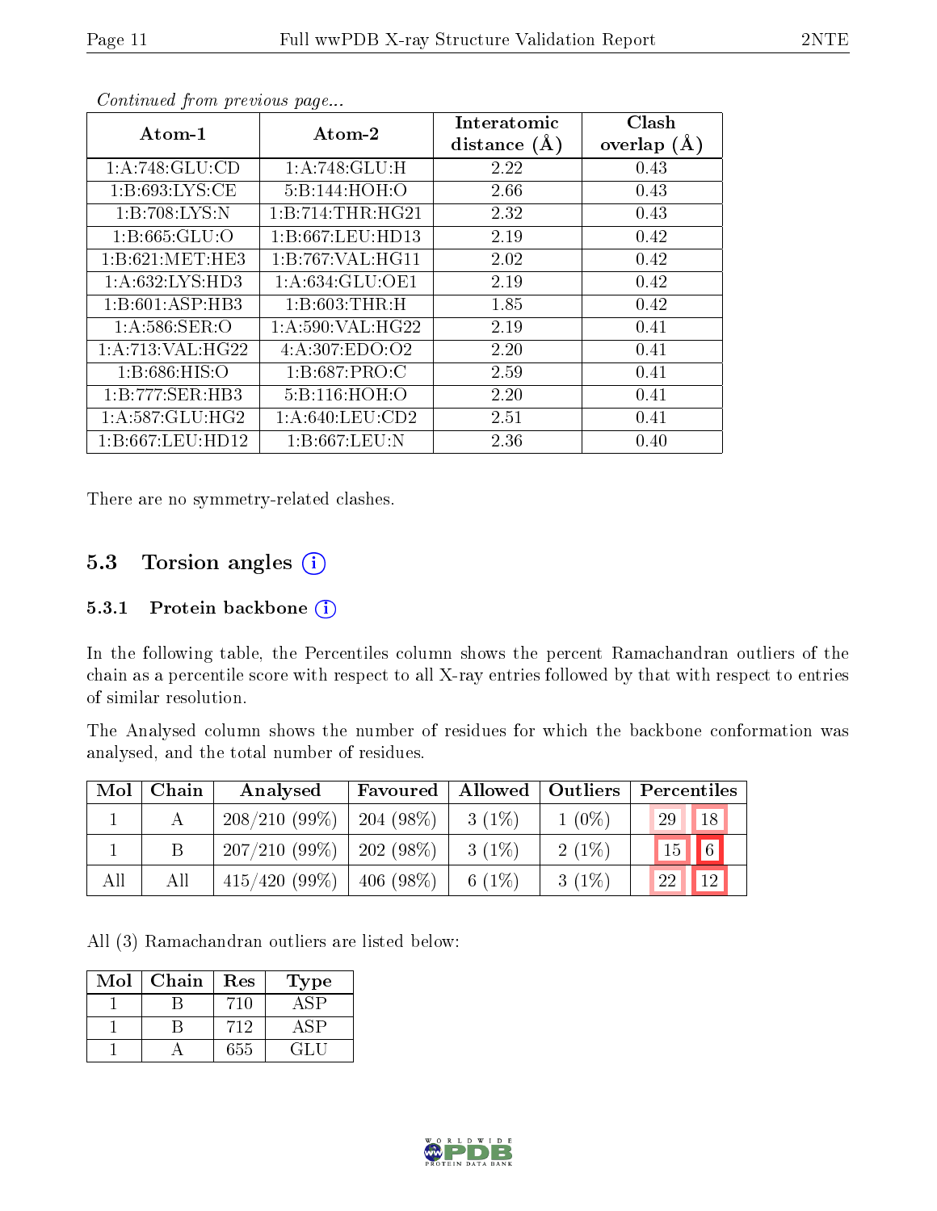*Continued from previous page...*

| Atom-1 | Atom-2 | Interatomic distance (Å) | Clash overlap (Å) |
|---|---|---|---|
| 1:A:748:GLU:CD | 1:A:748:GLU:H | 2.22 | 0.43 |
| 1:B:693:LYS:CE | 5:B:144:HOH:O | 2.66 | 0.43 |
| 1:B:708:LYS:N | 1:B:714:THR:HG21 | 2.32 | 0.43 |
| 1:B:665:GLU:O | 1:B:667:LEU:HD13 | 2.19 | 0.42 |
| 1:B:621:MET:HE3 | 1:B:767:VAL:HG11 | 2.02 | 0.42 |
| 1:A:632:LYS:HD3 | 1:A:634:GLU:OE1 | 2.19 | 0.42 |
| 1:B:601:ASP:HB3 | 1:B:603:THR:H | 1.85 | 0.42 |
| 1:A:586:SER:O | 1:A:590:VAL:HG22 | 2.19 | 0.41 |
| 1:A:713:VAL:HG22 | 4:A:307:EDO:O2 | 2.20 | 0.41 |
| 1:B:686:HIS:O | 1:B:687:PRO:C | 2.59 | 0.41 |
| 1:B:777:SER:HB3 | 5:B:116:HOH:O | 2.20 | 0.41 |
| 1:A:587:GLU:HG2 | 1:A:640:LEU:CD2 | 2.51 | 0.41 |
| 1:B:667:LEU:HD12 | 1:B:667:LEU:N | 2.36 | 0.40 |

There are no symmetry-related clashes.

## 5.3 Torsion angles

### 5.3.1 Protein backbone

In the following table, the Percentiles column shows the percent Ramachandran outliers of the chain as a percentile score with respect to all X-ray entries followed by that with respect to entries of similar resolution.

The Analysed column shows the number of residues for which the backbone conformation was analysed, and the total number of residues.

| Mol | Chain | Analysed | Favoured | Allowed | Outliers | Percentiles | |
|---|---|---|---|---|---|---|---|
| 1 | A | 208/210 (99%) | 204 (98%) | 3 (1%) | 1 (0%) | 29 | 18 |
| 1 | B | 207/210 (99%) | 202 (98%) | 3 (1%) | 2 (1%) | 15 | 6 |
| All | All | 415/420 (99%) | 406 (98%) | 6 (1%) | 3 (1%) | 22 | 12 |

All (3) Ramachandran outliers are listed below:

| Mol | Chain | Res | Type |
|---|---|---|---|
| 1 | B | 710 | ASP |
| 1 | B | 712 | ASP |
| 1 | A | 655 | GLU |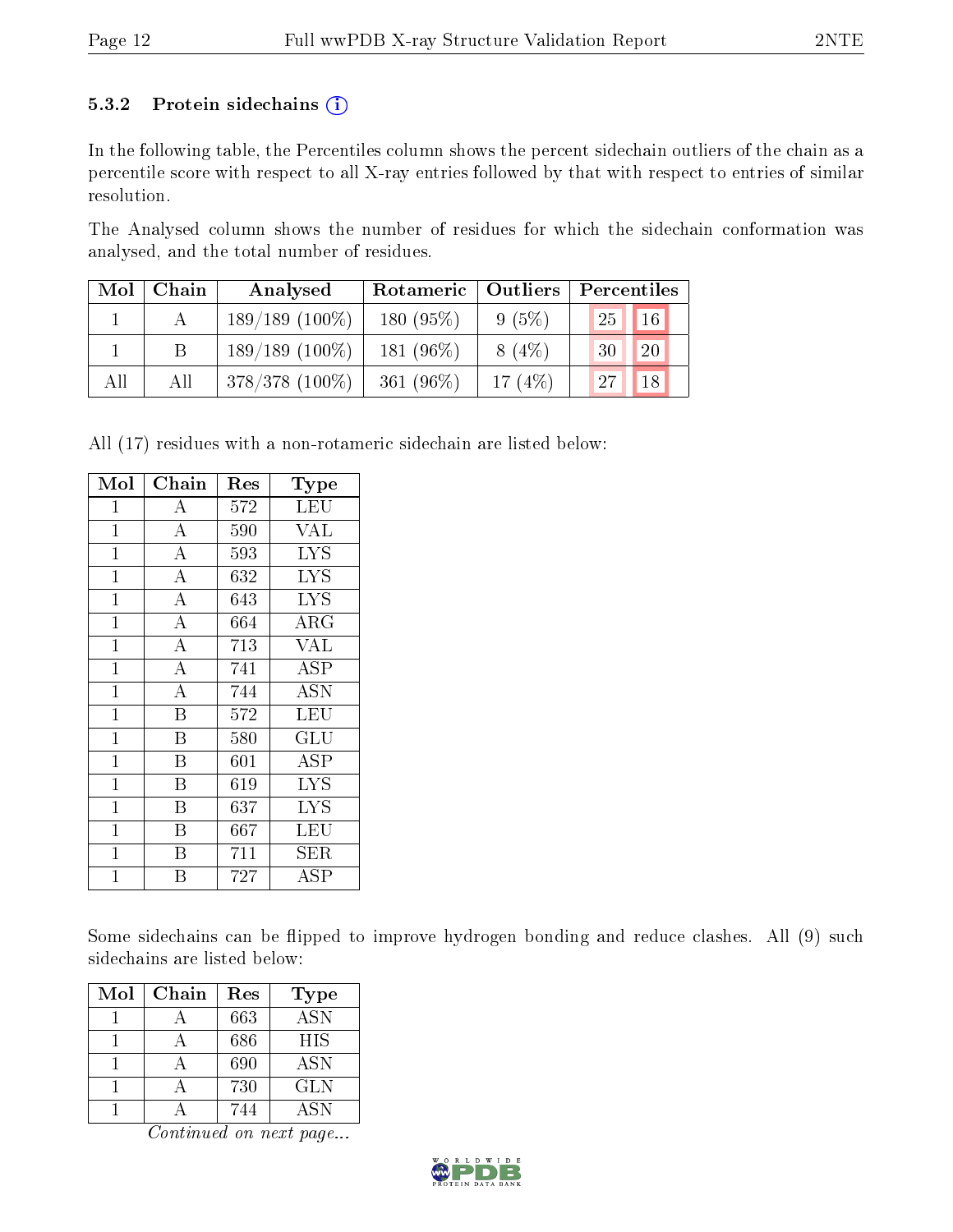### 5.3.2 Protein sidechains (i)

In the following table, the Percentiles column shows the percent sidechain outliers of the chain as a percentile score with respect to all X-ray entries followed by that with respect to entries of similar resolution.

The Analysed column shows the number of residues for which the sidechain conformation was analysed, and the total number of residues.

| Mol | Chain | Analysed | Rotameric | Outliers | Percentiles | |
|---|---|---|---|---|---|---|
| 1 | A | 189/189 (100%) | 180 (95%) | 9 (5%) | 25 | 16 |
| 1 | B | 189/189 (100%) | 181 (96%) | 8 (4%) | 30 | 20 |
| All | All | 378/378 (100%) | 361 (96%) | 17 (4%) | 27 | 18 |

All (17) residues with a non-rotameric sidechain are listed below:

| Mol | Chain | Res | Type |
|---|---|---|---|
| 1 | A | 572 | LEU |
| 1 | A | 590 | VAL |
| 1 | A | 593 | LYS |
| 1 | A | 632 | LYS |
| 1 | A | 643 | LYS |
| 1 | A | 664 | ARG |
| 1 | A | 713 | VAL |
| 1 | A | 741 | ASP |
| 1 | A | 744 | ASN |
| 1 | B | 572 | LEU |
| 1 | B | 580 | GLU |
| 1 | B | 601 | ASP |
| 1 | B | 619 | LYS |
| 1 | B | 637 | LYS |
| 1 | B | 667 | LEU |
| 1 | B | 711 | SER |
| 1 | B | 727 | ASP |

Some sidechains can be flipped to improve hydrogen bonding and reduce clashes. All (9) such sidechains are listed below:

| Mol | Chain | Res | Type |
|---|---|---|---|
| 1 | A | 663 | ASN |
| 1 | A | 686 | HIS |
| 1 | A | 690 | ASN |
| 1 | A | 730 | GLN |
| 1 | A | 744 | ASN |

*Continued on next page...*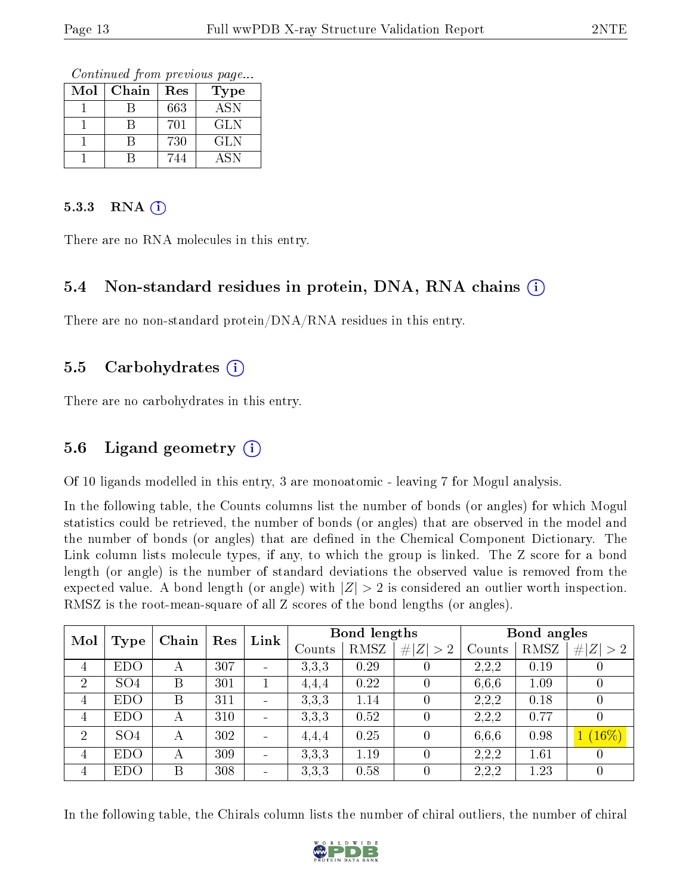*Continued from previous page...*

| Mol | Chain | Res | Type |
|---|---|---|---|
| 1 | B | 663 | ASN |
| 1 | B | 701 | GLN |
| 1 | B | 730 | GLN |
| 1 | B | 744 | ASN |

### 5.3.3 RNA ⓘ

There are no RNA molecules in this entry.

## 5.4 Non-standard residues in protein, DNA, RNA chains ⓘ

There are no non-standard protein/DNA/RNA residues in this entry.

## 5.5 Carbohydrates ⓘ

There are no carbohydrates in this entry.

## 5.6 Ligand geometry ⓘ

Of 10 ligands modelled in this entry, 3 are monoatomic - leaving 7 for Mogul analysis.

In the following table, the Counts columns list the number of bonds (or angles) for which Mogul statistics could be retrieved, the number of bonds (or angles) that are observed in the model and the number of bonds (or angles) that are defined in the Chemical Component Dictionary. The Link column lists molecule types, if any, to which the group is linked. The Z score for a bond length (or angle) is the number of standard deviations the observed value is removed from the expected value. A bond length (or angle) with $|Z| > 2$ is considered an outlier worth inspection. RMSZ is the root-mean-square of all Z scores of the bond lengths (or angles).

| Mol | Type | Chain | Res | Link | Bond lengths | | | Bond angles | | |
|---|---|---|---|---|---|---|---|---|---|---|
| | | | | | Counts | RMSZ | $\#\|Z\| > 2$ | Counts | RMSZ | $\#\|Z\| > 2$ |
| 4 | EDO | A | 307 | - | 3,3,3 | 0.29 | 0 | 2,2,2 | 0.19 | 0 |
| 2 | SO4 | B | 301 | 1 | 4,4,4 | 0.22 | 0 | 6,6,6 | 1.09 | 0 |
| 4 | EDO | B | 311 | - | 3,3,3 | 1.14 | 0 | 2,2,2 | 0.18 | 0 |
| 4 | EDO | A | 310 | - | 3,3,3 | 0.52 | 0 | 2,2,2 | 0.77 | 0 |
| 2 | SO4 | A | 302 | - | 4,4,4 | 0.25 | 0 | 6,6,6 | 0.98 | 1 (16%) |
| 4 | EDO | A | 309 | - | 3,3,3 | 1.19 | 0 | 2,2,2 | 1.61 | 0 |
| 4 | EDO | B | 308 | - | 3,3,3 | 0.58 | 0 | 2,2,2 | 1.23 | 0 |

In the following table, the Chirals column lists the number of chiral outliers, the number of chiral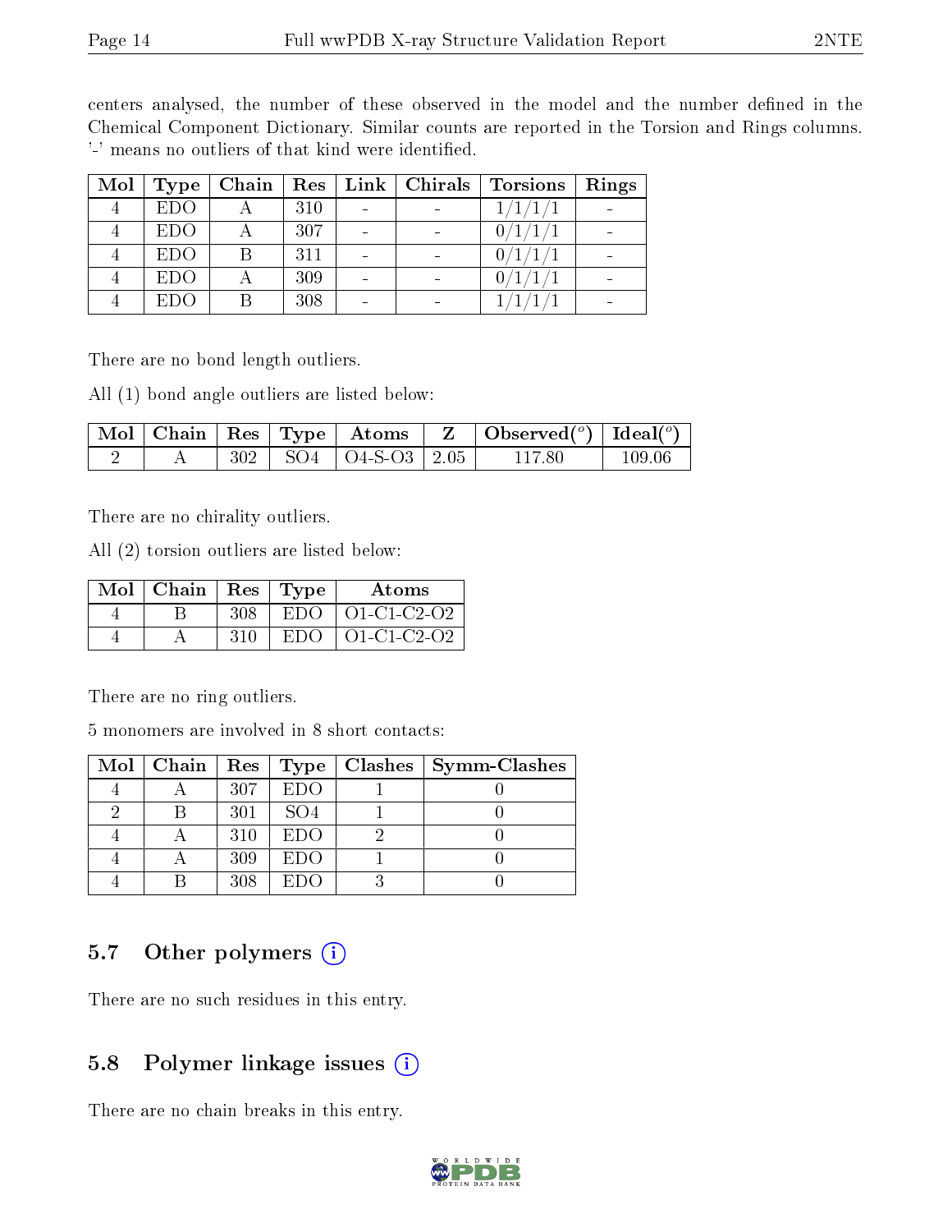centers analysed, the number of these observed in the model and the number defined in the Chemical Component Dictionary. Similar counts are reported in the Torsion and Rings columns. '-' means no outliers of that kind were identified.

| Mol | Type | Chain | Res | Link | Chirals | Torsions | Rings |
|---|---|---|---|---|---|---|---|
| 4 | EDO | A | 310 | - | - | 1/1/1/1 | - |
| 4 | EDO | A | 307 | - | - | 0/1/1/1 | - |
| 4 | EDO | B | 311 | - | - | 0/1/1/1 | - |
| 4 | EDO | A | 309 | - | - | 0/1/1/1 | - |
| 4 | EDO | B | 308 | - | - | 1/1/1/1 | - |

There are no bond length outliers.

All (1) bond angle outliers are listed below:

| Mol | Chain | Res | Type | Atoms | Z | Observed(°) | Ideal(°) |
|---|---|---|---|---|---|---|---|
| 2 | A | 302 | SO4 | O4-S-O3 | 2.05 | 117.80 | 109.06 |

There are no chirality outliers.

All (2) torsion outliers are listed below:

| Mol | Chain | Res | Type | Atoms |
|---|---|---|---|---|
| 4 | B | 308 | EDO | O1-C1-C2-O2 |
| 4 | A | 310 | EDO | O1-C1-C2-O2 |

There are no ring outliers.

5 monomers are involved in 8 short contacts:

| Mol | Chain | Res | Type | Clashes | Symm-Clashes |
|---|---|---|---|---|---|
| 4 | A | 307 | EDO | 1 | 0 |
| 2 | B | 301 | SO4 | 1 | 0 |
| 4 | A | 310 | EDO | 2 | 0 |
| 4 | A | 309 | EDO | 1 | 0 |
| 4 | B | 308 | EDO | 3 | 0 |

## 5.7 Other polymers (i)

There are no such residues in this entry.

## 5.8 Polymer linkage issues (i)

There are no chain breaks in this entry.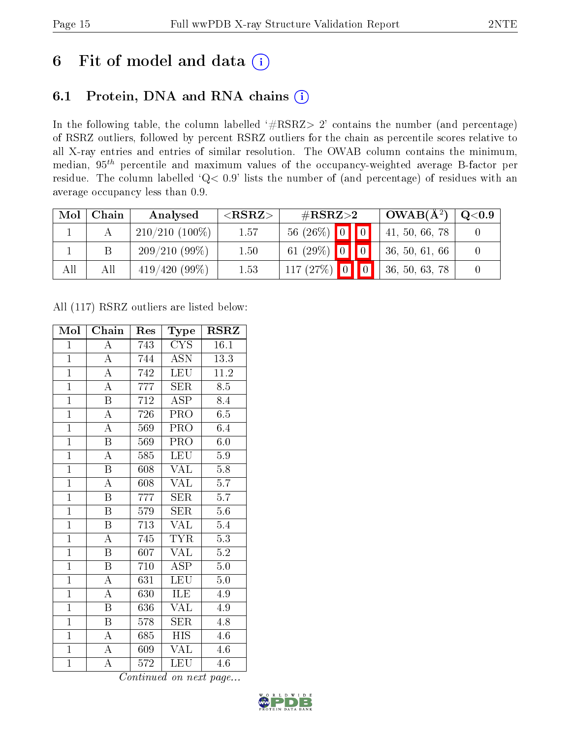# 6 Fit of model and data

## 6.1 Protein, DNA and RNA chains

In the following table, the column labelled '#RSRZ> 2' contains the number (and percentage) of RSRZ outliers, followed by percent RSRZ outliers for the chain as percentile scores relative to all X-ray entries and entries of similar resolution. The OWAB column contains the minimum, median, $95^{th}$ percentile and maximum values of the occupancy-weighted average B-factor per residue. The column labelled 'Q< 0.9' lists the number of (and percentage) of residues with an average occupancy less than 0.9.

| Mol | Chain | Analysed | <RSRZ> | #RSRZ>2 | | | OWAB(Å²) | Q<0.9 |
|---|---|---|---|---|---|---|---|---|
| 1 | A | 210/210 (100%) | 1.57 | 56 (26%) | 0 | 0 | 41, 50, 66, 78 | 0 |
| 1 | B | 209/210 (99%) | 1.50 | 61 (29%) | 0 | 0 | 36, 50, 61, 66 | 0 |
| All | All | 419/420 (99%) | 1.53 | 117 (27%) | 0 | 0 | 36, 50, 63, 78 | 0 |

All (117) RSRZ outliers are listed below:

| Mol | Chain | Res | Type | RSRZ |
|---|---|---|---|---|
| 1 | A | 743 | CYS | 16.1 |
| 1 | A | 744 | ASN | 13.3 |
| 1 | A | 742 | LEU | 11.2 |
| 1 | A | 777 | SER | 8.5 |
| 1 | B | 712 | ASP | 8.4 |
| 1 | A | 726 | PRO | 6.5 |
| 1 | A | 569 | PRO | 6.4 |
| 1 | B | 569 | PRO | 6.0 |
| 1 | A | 585 | LEU | 5.9 |
| 1 | B | 608 | VAL | 5.8 |
| 1 | A | 608 | VAL | 5.7 |
| 1 | B | 777 | SER | 5.7 |
| 1 | B | 579 | SER | 5.6 |
| 1 | B | 713 | VAL | 5.4 |
| 1 | A | 745 | TYR | 5.3 |
| 1 | B | 607 | VAL | 5.2 |
| 1 | B | 710 | ASP | 5.0 |
| 1 | A | 631 | LEU | 5.0 |
| 1 | A | 630 | ILE | 4.9 |
| 1 | B | 636 | VAL | 4.9 |
| 1 | B | 578 | SER | 4.8 |
| 1 | A | 685 | HIS | 4.6 |
| 1 | A | 609 | VAL | 4.6 |
| 1 | A | 572 | LEU | 4.6 |

*Continued on next page...*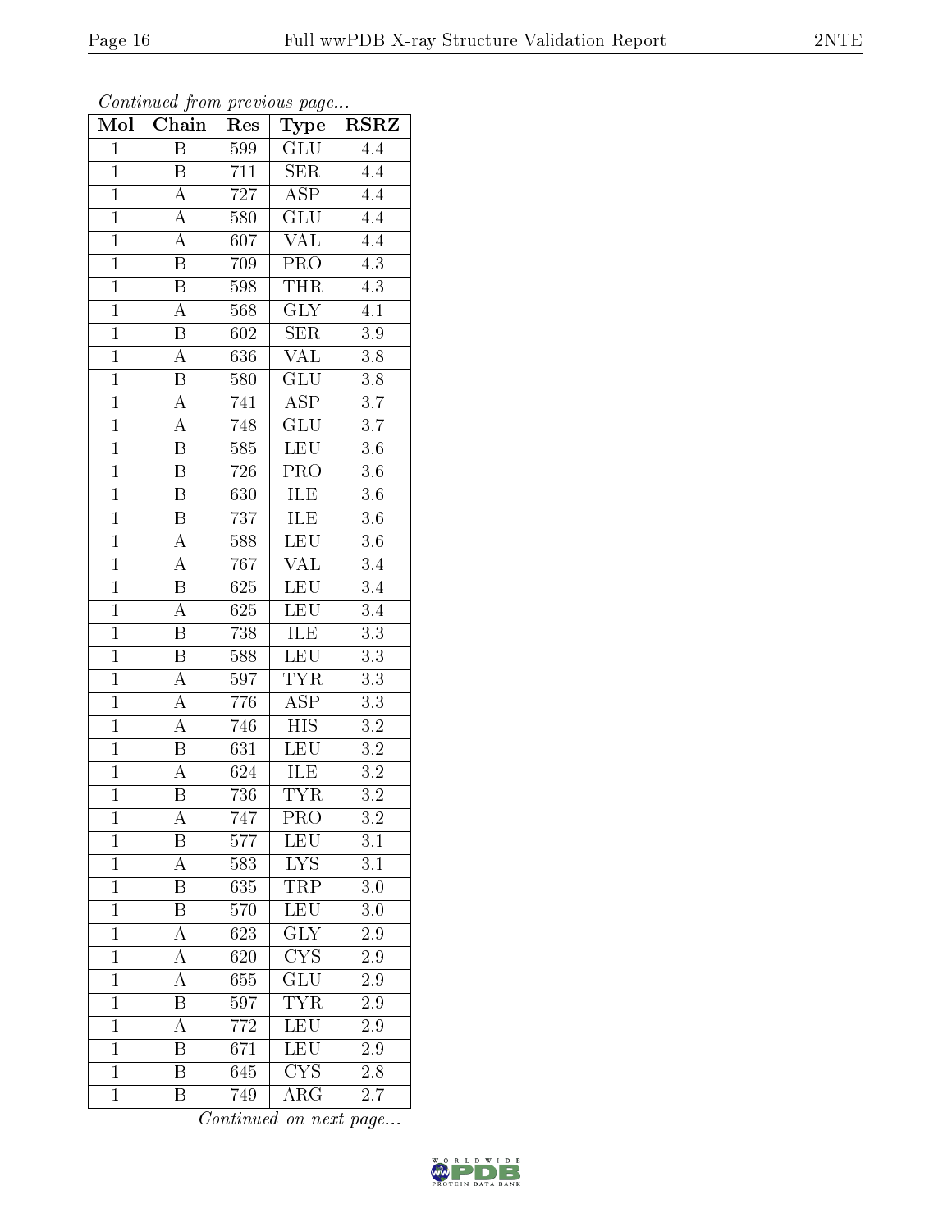*Continued from previous page...*

| Mol | Chain | Res | Type | RSRZ |
|---|---|---|---|---|
| 1 | B | 599 | GLU | 4.4 |
| 1 | B | 711 | SER | 4.4 |
| 1 | A | 727 | ASP | 4.4 |
| 1 | A | 580 | GLU | 4.4 |
| 1 | A | 607 | VAL | 4.4 |
| 1 | B | 709 | PRO | 4.3 |
| 1 | B | 598 | THR | 4.3 |
| 1 | A | 568 | GLY | 4.1 |
| 1 | B | 602 | SER | 3.9 |
| 1 | A | 636 | VAL | 3.8 |
| 1 | B | 580 | GLU | 3.8 |
| 1 | A | 741 | ASP | 3.7 |
| 1 | A | 748 | GLU | 3.7 |
| 1 | B | 585 | LEU | 3.6 |
| 1 | B | 726 | PRO | 3.6 |
| 1 | B | 630 | ILE | 3.6 |
| 1 | B | 737 | ILE | 3.6 |
| 1 | A | 588 | LEU | 3.6 |
| 1 | A | 767 | VAL | 3.4 |
| 1 | B | 625 | LEU | 3.4 |
| 1 | A | 625 | LEU | 3.4 |
| 1 | B | 738 | ILE | 3.3 |
| 1 | B | 588 | LEU | 3.3 |
| 1 | A | 597 | TYR | 3.3 |
| 1 | A | 776 | ASP | 3.3 |
| 1 | A | 746 | HIS | 3.2 |
| 1 | B | 631 | LEU | 3.2 |
| 1 | A | 624 | ILE | 3.2 |
| 1 | B | 736 | TYR | 3.2 |
| 1 | A | 747 | PRO | 3.2 |
| 1 | B | 577 | LEU | 3.1 |
| 1 | A | 583 | LYS | 3.1 |
| 1 | B | 635 | TRP | 3.0 |
| 1 | B | 570 | LEU | 3.0 |
| 1 | A | 623 | GLY | 2.9 |
| 1 | A | 620 | CYS | 2.9 |
| 1 | A | 655 | GLU | 2.9 |
| 1 | B | 597 | TYR | 2.9 |
| 1 | A | 772 | LEU | 2.9 |
| 1 | B | 671 | LEU | 2.9 |
| 1 | B | 645 | CYS | 2.8 |
| 1 | B | 749 | ARG | 2.7 |

*Continued on next page...*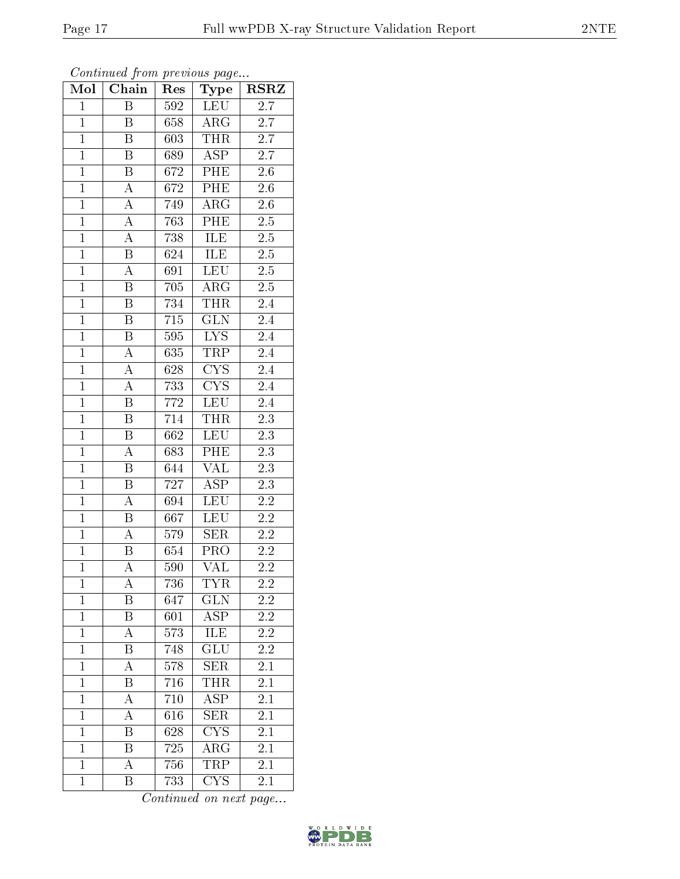*Continued from previous page...*

| Mol | Chain | Res | Type | RSRZ |
|---|---|---|---|---|
| 1 | B | 592 | LEU | 2.7 |
| 1 | B | 658 | ARG | 2.7 |
| 1 | B | 603 | THR | 2.7 |
| 1 | B | 689 | ASP | 2.7 |
| 1 | B | 672 | PHE | 2.6 |
| 1 | A | 672 | PHE | 2.6 |
| 1 | A | 749 | ARG | 2.6 |
| 1 | A | 763 | PHE | 2.5 |
| 1 | A | 738 | ILE | 2.5 |
| 1 | B | 624 | ILE | 2.5 |
| 1 | A | 691 | LEU | 2.5 |
| 1 | B | 705 | ARG | 2.5 |
| 1 | B | 734 | THR | 2.4 |
| 1 | B | 715 | GLN | 2.4 |
| 1 | B | 595 | LYS | 2.4 |
| 1 | A | 635 | TRP | 2.4 |
| 1 | A | 628 | CYS | 2.4 |
| 1 | A | 733 | CYS | 2.4 |
| 1 | B | 772 | LEU | 2.4 |
| 1 | B | 714 | THR | 2.3 |
| 1 | B | 662 | LEU | 2.3 |
| 1 | A | 683 | PHE | 2.3 |
| 1 | B | 644 | VAL | 2.3 |
| 1 | B | 727 | ASP | 2.3 |
| 1 | A | 694 | LEU | 2.2 |
| 1 | B | 667 | LEU | 2.2 |
| 1 | A | 579 | SER | 2.2 |
| 1 | B | 654 | PRO | 2.2 |
| 1 | A | 590 | VAL | 2.2 |
| 1 | A | 736 | TYR | 2.2 |
| 1 | B | 647 | GLN | 2.2 |
| 1 | B | 601 | ASP | 2.2 |
| 1 | A | 573 | ILE | 2.2 |
| 1 | B | 748 | GLU | 2.2 |
| 1 | A | 578 | SER | 2.1 |
| 1 | B | 716 | THR | 2.1 |
| 1 | A | 710 | ASP | 2.1 |
| 1 | A | 616 | SER | 2.1 |
| 1 | B | 628 | CYS | 2.1 |
| 1 | B | 725 | ARG | 2.1 |
| 1 | A | 756 | TRP | 2.1 |
| 1 | B | 733 | CYS | 2.1 |

*Continued on next page...*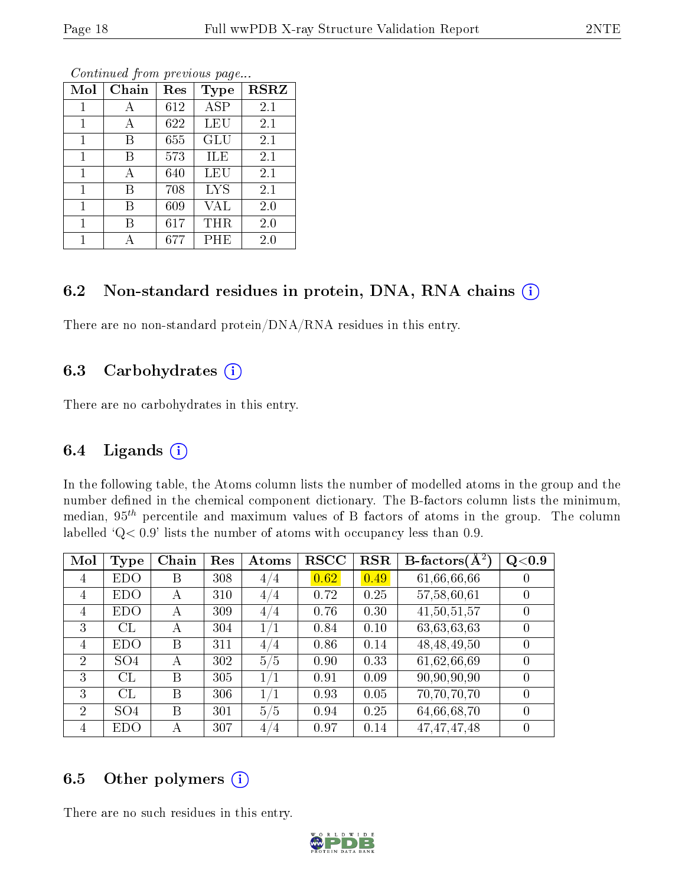*Continued from previous page...*

| Mol | Chain | Res | Type | RSRZ |
|---|---|---|---|---|
| 1 | A | 612 | ASP | 2.1 |
| 1 | A | 622 | LEU | 2.1 |
| 1 | B | 655 | GLU | 2.1 |
| 1 | B | 573 | ILE | 2.1 |
| 1 | A | 640 | LEU | 2.1 |
| 1 | B | 708 | LYS | 2.1 |
| 1 | B | 609 | VAL | 2.0 |
| 1 | B | 617 | THR | 2.0 |
| 1 | A | 677 | PHE | 2.0 |

## 6.2 Non-standard residues in protein, DNA, RNA chains

There are no non-standard protein/DNA/RNA residues in this entry.

## 6.3 Carbohydrates

There are no carbohydrates in this entry.

## 6.4 Ligands

In the following table, the Atoms column lists the number of modelled atoms in the group and the number defined in the chemical component dictionary. The B-factors column lists the minimum, median, $95^{th}$ percentile and maximum values of B factors of atoms in the group. The column labelled 'Q< 0.9' lists the number of atoms with occupancy less than 0.9.

| Mol | Type | Chain | Res | Atoms | RSCC | RSR | B-factors($Å^2$) | Q<0.9 |
|---|---|---|---|---|---|---|---|---|
| 4 | EDO | B | 308 | 4/4 | 0.62 | 0.49 | 61,66,66,66 | 0 |
| 4 | EDO | A | 310 | 4/4 | 0.72 | 0.25 | 57,58,60,61 | 0 |
| 4 | EDO | A | 309 | 4/4 | 0.76 | 0.30 | 41,50,51,57 | 0 |
| 3 | CL | A | 304 | 1/1 | 0.84 | 0.10 | 63,63,63,63 | 0 |
| 4 | EDO | B | 311 | 4/4 | 0.86 | 0.14 | 48,48,49,50 | 0 |
| 2 | SO4 | A | 302 | 5/5 | 0.90 | 0.33 | 61,62,66,69 | 0 |
| 3 | CL | B | 305 | 1/1 | 0.91 | 0.09 | 90,90,90,90 | 0 |
| 3 | CL | B | 306 | 1/1 | 0.93 | 0.05 | 70,70,70,70 | 0 |
| 2 | SO4 | B | 301 | 5/5 | 0.94 | 0.25 | 64,66,68,70 | 0 |
| 4 | EDO | A | 307 | 4/4 | 0.97 | 0.14 | 47,47,47,48 | 0 |

## 6.5 Other polymers

There are no such residues in this entry.